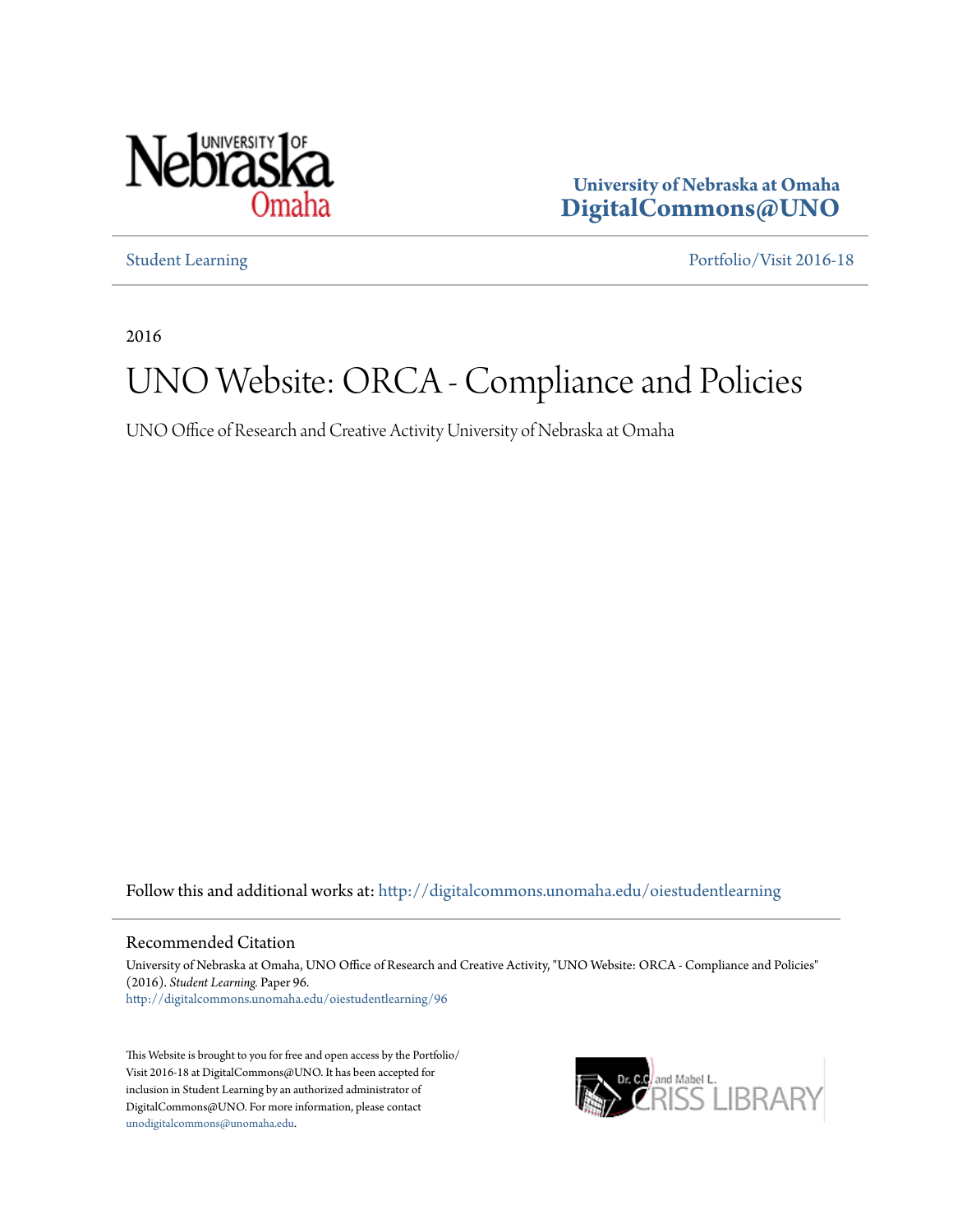University of Nebraska at Omaha
**DigitalCommons@UNO**

Student Learning

Portfolio/Visit 2016-18

2016

# UNO Website: ORCA - Compliance and Policies

UNO Office of Research and Creative Activity University of Nebraska at Omaha

Follow this and additional works at: http://digitalcommons.unomaha.edu/oiestudentlearning

## Recommended Citation

University of Nebraska at Omaha, UNO Office of Research and Creative Activity, "UNO Website: ORCA - Compliance and Policies" (2016). *Student Learning*. Paper 96.
http://digitalcommons.unomaha.edu/oiestudentlearning/96

This Website is brought to you for free and open access by the Portfolio/Visit 2016-18 at DigitalCommons@UNO. It has been accepted for inclusion in Student Learning by an authorized administrator of DigitalCommons@UNO. For more information, please contact unodigitalcommons@unomaha.edu.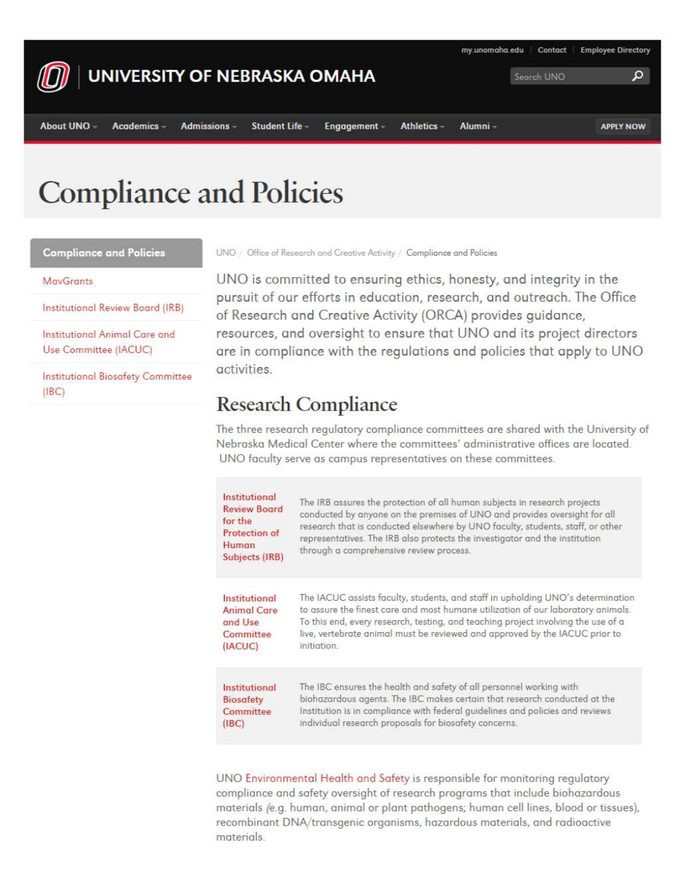my.unomaha.edu | Contact | Employee Directory

# UNIVERSITY OF NEBRASKA OMAHA

Search UNO

About UNO | Academics | Admissions | Student Life | Engagement | Athletics | Alumni | APPLY NOW

# Compliance and Policies

**Compliance and Policies**

- MavGrants
- Institutional Review Board (IRB)
- Institutional Animal Care and Use Committee (IACUC)
- Institutional Biosafety Committee (IBC)

UNO / Office of Research and Creative Activity / Compliance and Policies

UNO is committed to ensuring ethics, honesty, and integrity in the pursuit of our efforts in education, research, and outreach. The Office of Research and Creative Activity (ORCA) provides guidance, resources, and oversight to ensure that UNO and its project directors are in compliance with the regulations and policies that apply to UNO activities.

## Research Compliance

The three research regulatory compliance committees are shared with the University of Nebraska Medical Center where the committees' administrative offices are located. UNO faculty serve as campus representatives on these committees.

| | |
|---|---|
| Institutional Review Board for the Protection of Human Subjects (IRB) | The IRB assures the protection of all human subjects in research projects conducted by anyone on the premises of UNO and provides oversight for all research that is conducted elsewhere by UNO faculty, students, staff, or other representatives. The IRB also protects the investigator and the institution through a comprehensive review process. |
| Institutional Animal Care and Use Committee (IACUC) | The IACUC assists faculty, students, and staff in upholding UNO's determination to assure the finest care and most humane utilization of our laboratory animals. To this end, every research, testing, and teaching project involving the use of a live, vertebrate animal must be reviewed and approved by the IACUC prior to initiation. |
| Institutional Biosafety Committee (IBC) | The IBC ensures the health and safety of all personnel working with biohazardous agents. The IBC makes certain that research conducted at the Institution is in compliance with federal guidelines and policies and reviews individual research proposals for biosafety concerns. |

UNO Environmental Health and Safety is responsible for monitoring regulatory compliance and safety oversight of research programs that include biohazardous materials (e.g. human, animal or plant pathogens; human cell lines, blood or tissues), recombinant DNA/transgenic organisms, hazardous materials, and radioactive materials.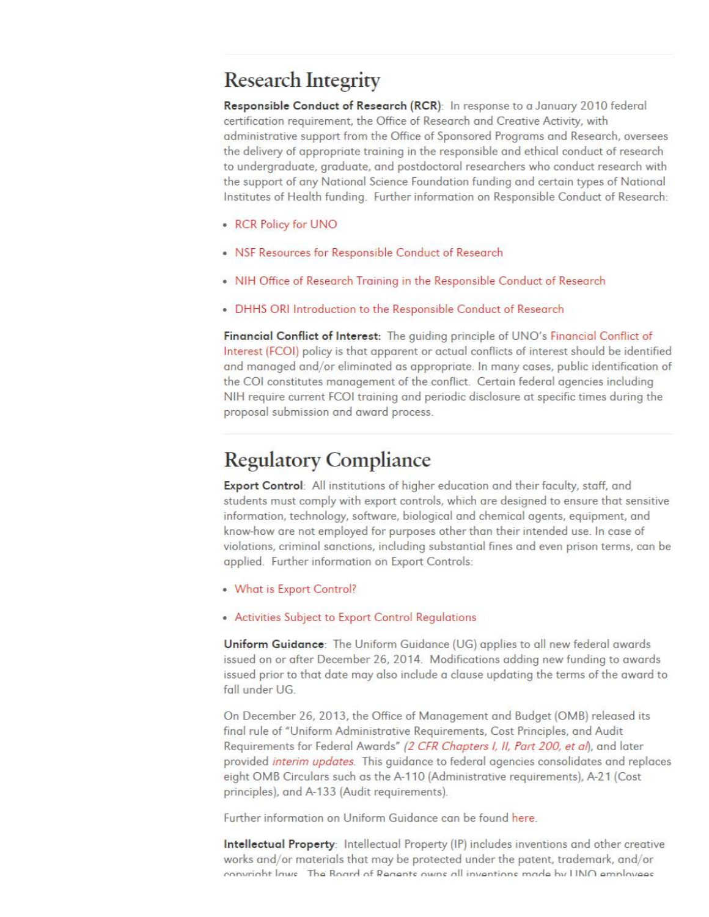## Research Integrity

**Responsible Conduct of Research (RCR)**: In response to a January 2010 federal certification requirement, the Office of Research and Creative Activity, with administrative support from the Office of Sponsored Programs and Research, oversees the delivery of appropriate training in the responsible and ethical conduct of research to undergraduate, graduate, and postdoctoral researchers who conduct research with the support of any National Science Foundation funding and certain types of National Institutes of Health funding. Further information on Responsible Conduct of Research:

- RCR Policy for UNO
- NSF Resources for Responsible Conduct of Research
- NIH Office of Research Training in the Responsible Conduct of Research
- DHHS ORI Introduction to the Responsible Conduct of Research

**Financial Conflict of Interest:** The guiding principle of UNO's Financial Conflict of Interest (FCOI) policy is that apparent or actual conflicts of interest should be identified and managed and/or eliminated as appropriate. In many cases, public identification of the COI constitutes management of the conflict. Certain federal agencies including NIH require current FCOI training and periodic disclosure at specific times during the proposal submission and award process.

## Regulatory Compliance

**Export Control**: All institutions of higher education and their faculty, staff, and students must comply with export controls, which are designed to ensure that sensitive information, technology, software, biological and chemical agents, equipment, and know-how are not employed for purposes other than their intended use. In case of violations, criminal sanctions, including substantial fines and even prison terms, can be applied. Further information on Export Controls:

- What is Export Control?
- Activities Subject to Export Control Regulations

**Uniform Guidance**: The Uniform Guidance (UG) applies to all new federal awards issued on or after December 26, 2014. Modifications adding new funding to awards issued prior to that date may also include a clause updating the terms of the award to fall under UG.

On December 26, 2013, the Office of Management and Budget (OMB) released its final rule of "Uniform Administrative Requirements, Cost Principles, and Audit Requirements for Federal Awards" *(2 CFR Chapters I, II, Part 200, et al)*, and later provided *interim updates*. This guidance to federal agencies consolidates and replaces eight OMB Circulars such as the A-110 (Administrative requirements), A-21 (Cost principles), and A-133 (Audit requirements).

Further information on Uniform Guidance can be found here.

**Intellectual Property**: Intellectual Property (IP) includes inventions and other creative works and/or materials that may be protected under the patent, trademark, and/or copyright laws. The Board of Regents owns all inventions made by UNO employees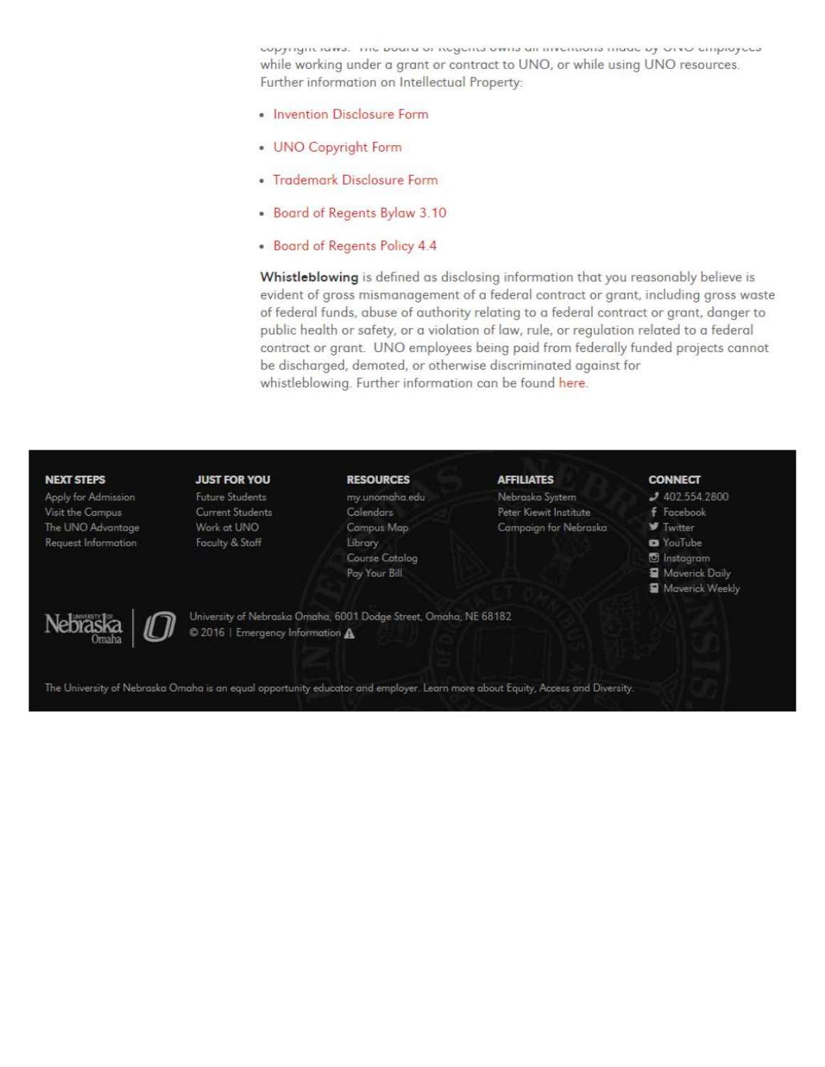copyright laws. The Board of Regents owns all inventions made by UNO employees while working under a grant or contract to UNO, or while using UNO resources. Further information on Intellectual Property:

- Invention Disclosure Form
- UNO Copyright Form
- Trademark Disclosure Form
- Board of Regents Bylaw 3.10
- Board of Regents Policy 4.4

**Whistleblowing** is defined as disclosing information that you reasonably believe is evident of gross mismanagement of a federal contract or grant, including gross waste of federal funds, abuse of authority relating to a federal contract or grant, danger to public health or safety, or a violation of law, rule, or regulation related to a federal contract or grant. UNO employees being paid from federally funded projects cannot be discharged, demoted, or otherwise discriminated against for whistleblowing. Further information can be found here.

**NEXT STEPS**
Apply for Admission
Visit the Campus
The UNO Advantage
Request Information

**JUST FOR YOU**
Future Students
Current Students
Work at UNO
Faculty & Staff

**RESOURCES**
my.unomaha.edu
Calendars
Campus Map
Library
Course Catalog
Pay Your Bill

**AFFILIATES**
Nebraska System
Peter Kiewit Institute
Campaign for Nebraska

**CONNECT**
402.554.2800
Facebook
Twitter
YouTube
Instagram
Maverick Daily
Maverick Weekly

University of Nebraska Omaha, 6001 Dodge Street, Omaha, NE 68182
© 2016 | Emergency Information

The University of Nebraska Omaha is an equal opportunity educator and employer. Learn more about Equity, Access and Diversity.